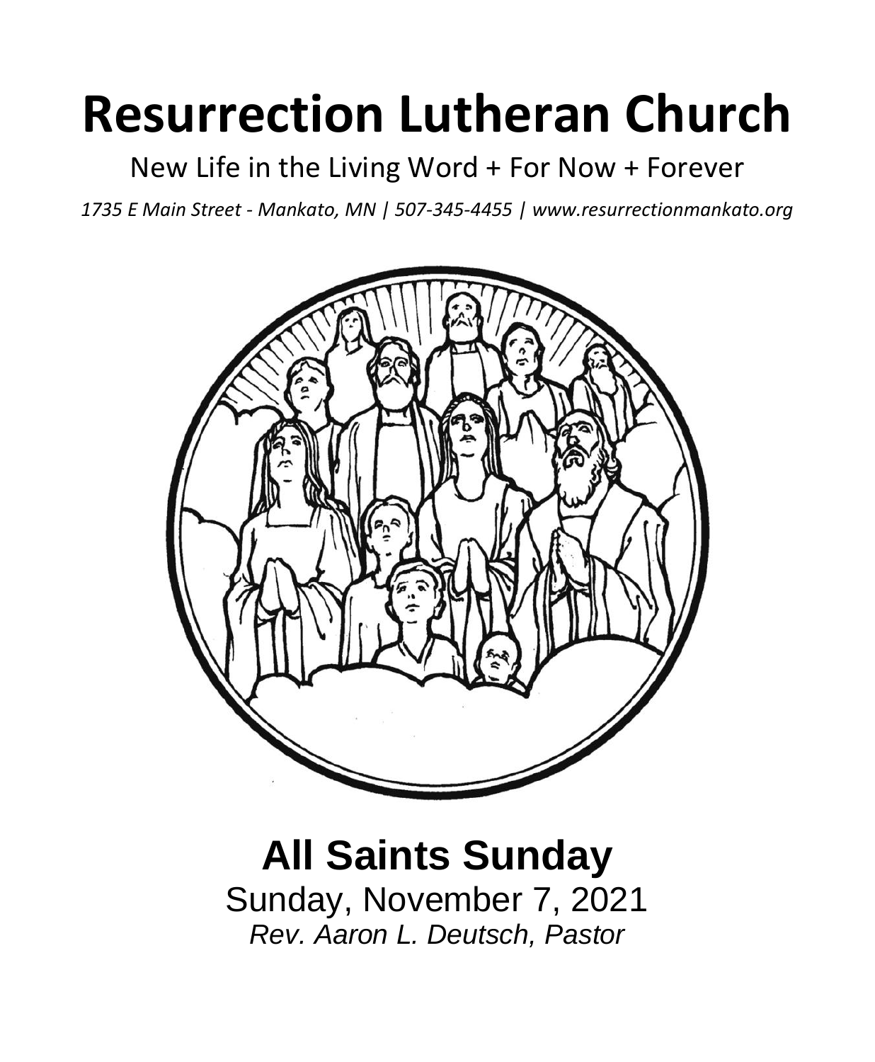# Resurrection Lutheran Church

New Life in the Living Word + For Now + Forever

*1735 E Main Street - Mankato, MN | 507-345-4455 | www.resurrectionmankato.org*

## All Saints Sunday

Sunday, November 7, 2021

*Rev. Aaron L. Deutsch, Pastor*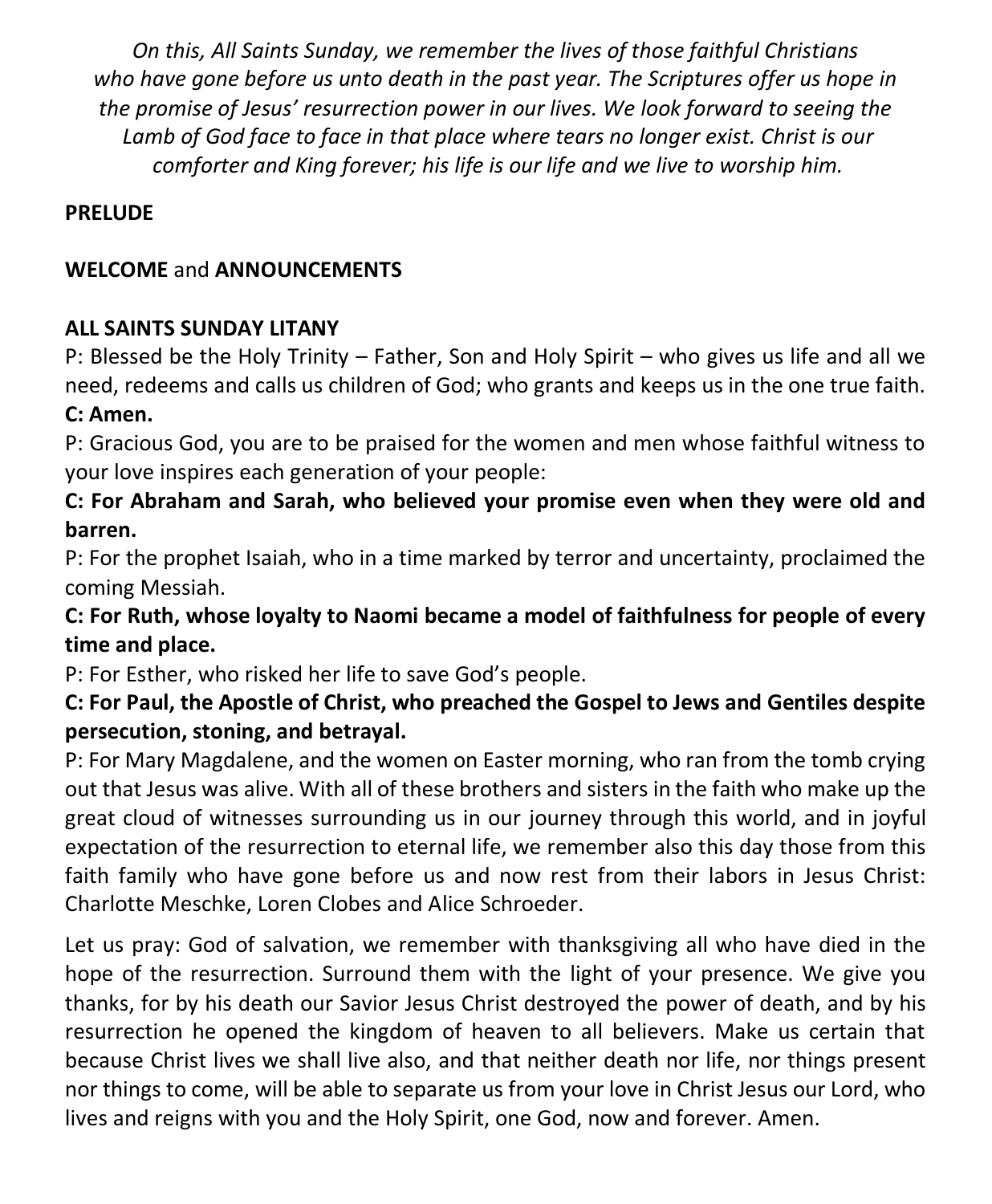*On this, All Saints Sunday, we remember the lives of those faithful Christians who have gone before us unto death in the past year. The Scriptures offer us hope in the promise of Jesus' resurrection power in our lives. We look forward to seeing the Lamb of God face to face in that place where tears no longer exist. Christ is our comforter and King forever; his life is our life and we live to worship him.*

**PRELUDE**

**WELCOME** and **ANNOUNCEMENTS**

**ALL SAINTS SUNDAY LITANY**

P: Blessed be the Holy Trinity – Father, Son and Holy Spirit – who gives us life and all we need, redeems and calls us children of God; who grants and keeps us in the one true faith.
**C: Amen.**

P: Gracious God, you are to be praised for the women and men whose faithful witness to your love inspires each generation of your people:

**C: For Abraham and Sarah, who believed your promise even when they were old and barren.**

P: For the prophet Isaiah, who in a time marked by terror and uncertainty, proclaimed the coming Messiah.

**C: For Ruth, whose loyalty to Naomi became a model of faithfulness for people of every time and place.**

P: For Esther, who risked her life to save God's people.

**C: For Paul, the Apostle of Christ, who preached the Gospel to Jews and Gentiles despite persecution, stoning, and betrayal.**

P: For Mary Magdalene, and the women on Easter morning, who ran from the tomb crying out that Jesus was alive. With all of these brothers and sisters in the faith who make up the great cloud of witnesses surrounding us in our journey through this world, and in joyful expectation of the resurrection to eternal life, we remember also this day those from this faith family who have gone before us and now rest from their labors in Jesus Christ: Charlotte Meschke, Loren Clobes and Alice Schroeder.

Let us pray: God of salvation, we remember with thanksgiving all who have died in the hope of the resurrection. Surround them with the light of your presence. We give you thanks, for by his death our Savior Jesus Christ destroyed the power of death, and by his resurrection he opened the kingdom of heaven to all believers. Make us certain that because Christ lives we shall live also, and that neither death nor life, nor things present nor things to come, will be able to separate us from your love in Christ Jesus our Lord, who lives and reigns with you and the Holy Spirit, one God, now and forever. Amen.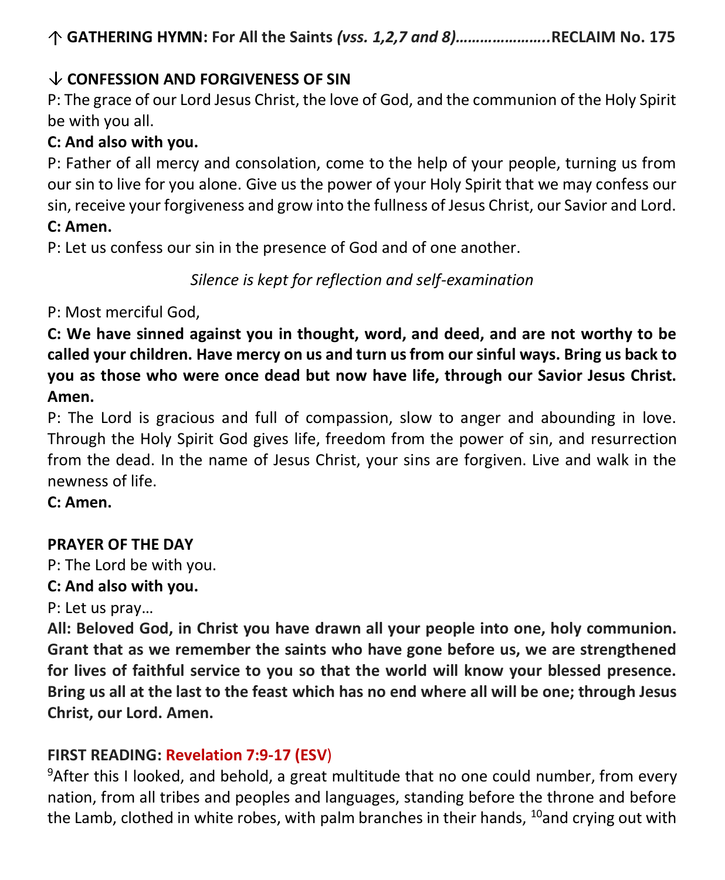**↑ GATHERING HYMN: For All the Saints *(vss. 1,2,7 and 8)*…………………..RECLAIM No. 175**

**↓ CONFESSION AND FORGIVENESS OF SIN**

P: The grace of our Lord Jesus Christ, the love of God, and the communion of the Holy Spirit be with you all.

**C: And also with you.**

P: Father of all mercy and consolation, come to the help of your people, turning us from our sin to live for you alone. Give us the power of your Holy Spirit that we may confess our sin, receive your forgiveness and grow into the fullness of Jesus Christ, our Savior and Lord.

**C: Amen.**

P: Let us confess our sin in the presence of God and of one another.

*Silence is kept for reflection and self-examination*

P: Most merciful God,

**C: We have sinned against you in thought, word, and deed, and are not worthy to be called your children. Have mercy on us and turn us from our sinful ways. Bring us back to you as those who were once dead but now have life, through our Savior Jesus Christ. Amen.**

P: The Lord is gracious and full of compassion, slow to anger and abounding in love. Through the Holy Spirit God gives life, freedom from the power of sin, and resurrection from the dead. In the name of Jesus Christ, your sins are forgiven. Live and walk in the newness of life.

**C: Amen.**

**PRAYER OF THE DAY**

P: The Lord be with you.

**C: And also with you.**

P: Let us pray…

**All: Beloved God, in Christ you have drawn all your people into one, holy communion. Grant that as we remember the saints who have gone before us, we are strengthened for lives of faithful service to you so that the world will know your blessed presence. Bring us all at the last to the feast which has no end where all will be one; through Jesus Christ, our Lord. Amen.**

**FIRST READING: Revelation 7:9-17 (ESV)**

[9]After this I looked, and behold, a great multitude that no one could number, from every nation, from all tribes and peoples and languages, standing before the throne and before the Lamb, clothed in white robes, with palm branches in their hands, [10]and crying out with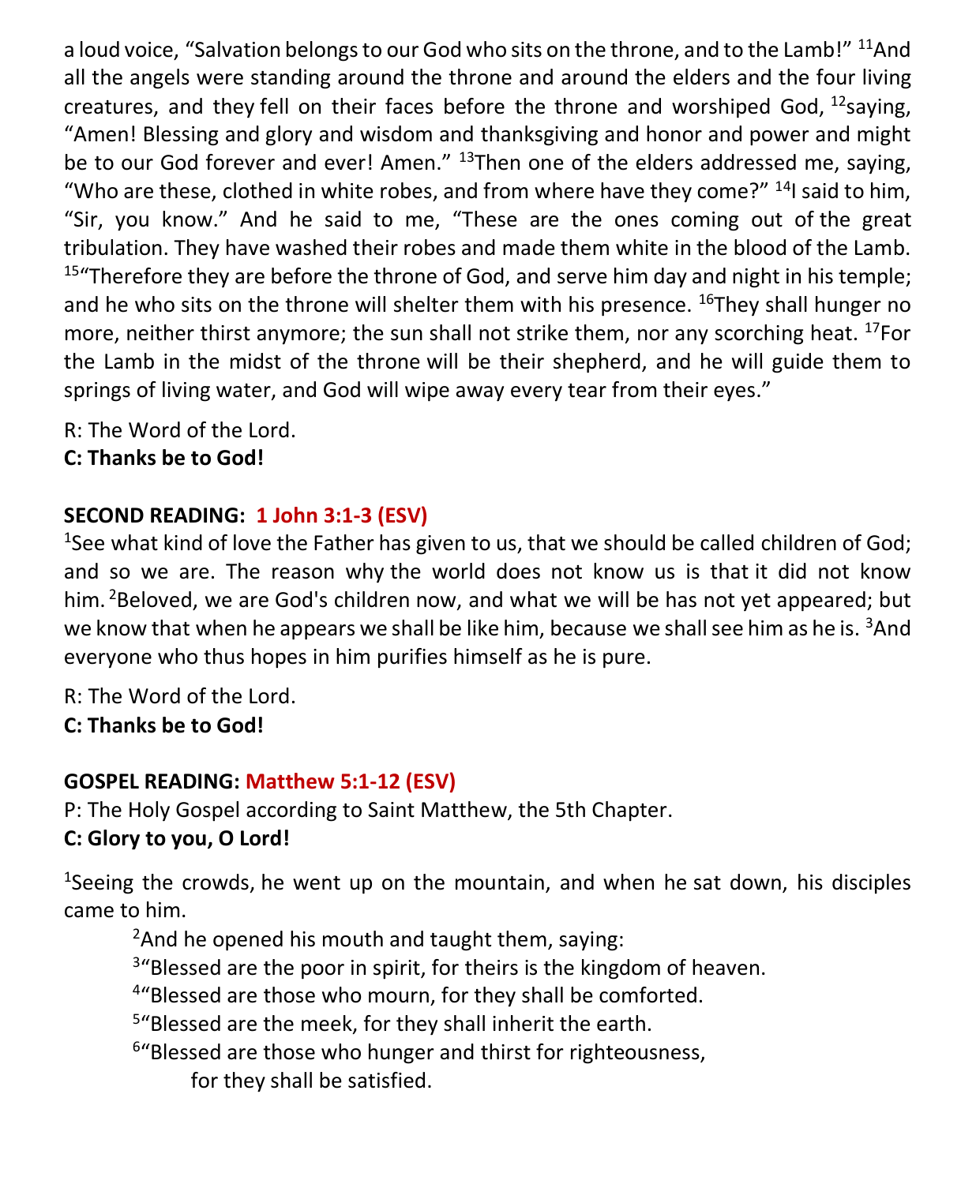a loud voice, "Salvation belongs to our God who sits on the throne, and to the Lamb!" [11]And all the angels were standing around the throne and around the elders and the four living creatures, and they fell on their faces before the throne and worshiped God, [12]saying, "Amen! Blessing and glory and wisdom and thanksgiving and honor and power and might be to our God forever and ever! Amen." [13]Then one of the elders addressed me, saying, "Who are these, clothed in white robes, and from where have they come?" [14]I said to him, "Sir, you know." And he said to me, "These are the ones coming out of the great tribulation. They have washed their robes and made them white in the blood of the Lamb. [15]"Therefore they are before the throne of God, and serve him day and night in his temple; and he who sits on the throne will shelter them with his presence. [16]They shall hunger no more, neither thirst anymore; the sun shall not strike them, nor any scorching heat. [17]For the Lamb in the midst of the throne will be their shepherd, and he will guide them to springs of living water, and God will wipe away every tear from their eyes."

R: The Word of the Lord.
**C: Thanks be to God!**

**SECOND READING: 1 John 3:1-3 (ESV)**

[1]See what kind of love the Father has given to us, that we should be called children of God; and so we are. The reason why the world does not know us is that it did not know him. [2]Beloved, we are God's children now, and what we will be has not yet appeared; but we know that when he appears we shall be like him, because we shall see him as he is. [3]And everyone who thus hopes in him purifies himself as he is pure.

R: The Word of the Lord.
**C: Thanks be to God!**

**GOSPEL READING: Matthew 5:1-12 (ESV)**

P: The Holy Gospel according to Saint Matthew, the 5th Chapter.
**C: Glory to you, O Lord!**

[1]Seeing the crowds, he went up on the mountain, and when he sat down, his disciples came to him.

[2]And he opened his mouth and taught them, saying:
[3]"Blessed are the poor in spirit, for theirs is the kingdom of heaven.
[4]"Blessed are those who mourn, for they shall be comforted.
[5]"Blessed are the meek, for they shall inherit the earth.
[6]"Blessed are those who hunger and thirst for righteousness,
for they shall be satisfied.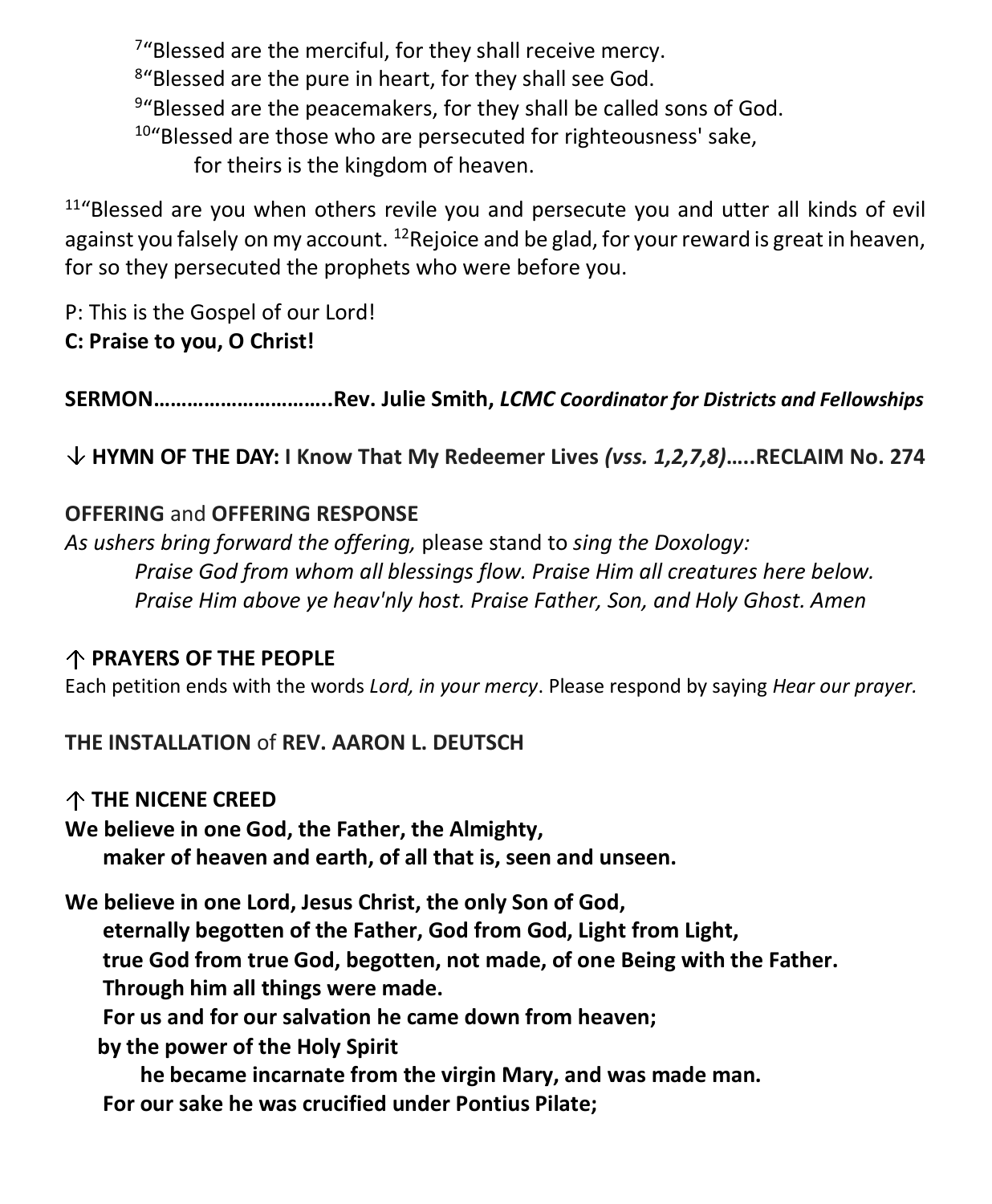[7]"Blessed are the merciful, for they shall receive mercy.
[8]"Blessed are the pure in heart, for they shall see God.
[9]"Blessed are the peacemakers, for they shall be called sons of God.
[10]"Blessed are those who are persecuted for righteousness' sake,
for theirs is the kingdom of heaven.

[11]"Blessed are you when others revile you and persecute you and utter all kinds of evil against you falsely on my account. [12]Rejoice and be glad, for your reward is great in heaven, for so they persecuted the prophets who were before you.

P: This is the Gospel of our Lord!
**C: Praise to you, O Christ!**

**SERMON…………………………..Rev. Julie Smith,** ***LCMC Coordinator for Districts and Fellowships***

**↓ HYMN OF THE DAY: I Know That My Redeemer Lives** ***(vss. 1,2,7,8)*****…..RECLAIM No. 274**

**OFFERING** and **OFFERING RESPONSE**
*As ushers bring forward the offering,* please stand to *sing the Doxology:*
*Praise God from whom all blessings flow. Praise Him all creatures here below.*
*Praise Him above ye heav'nly host. Praise Father, Son, and Holy Ghost. Amen*

**↑ PRAYERS OF THE PEOPLE**
Each petition ends with the words *Lord, in your mercy*. Please respond by saying *Hear our prayer.*

**THE INSTALLATION** of **REV. AARON L. DEUTSCH**

**↑ THE NICENE CREED**
**We believe in one God, the Father, the Almighty,**
**maker of heaven and earth, of all that is, seen and unseen.**

**We believe in one Lord, Jesus Christ, the only Son of God,**
**eternally begotten of the Father, God from God, Light from Light,**
**true God from true God, begotten, not made, of one Being with the Father.**
**Through him all things were made.**
**For us and for our salvation he came down from heaven;**
**by the power of the Holy Spirit**
**he became incarnate from the virgin Mary, and was made man.**
**For our sake he was crucified under Pontius Pilate;**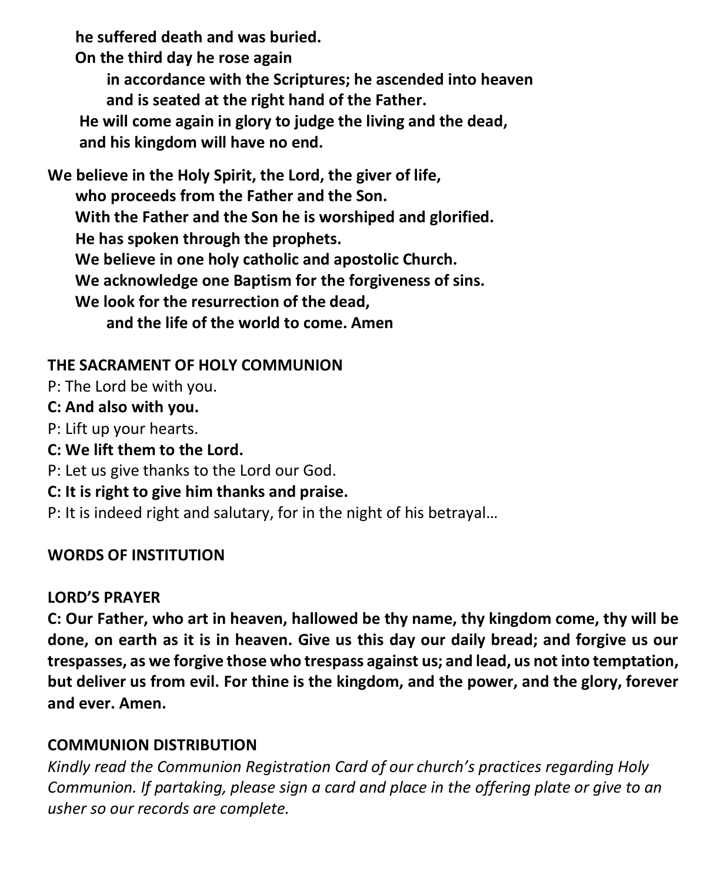**he suffered death and was buried.**
**On the third day he rose again**
**in accordance with the Scriptures; he ascended into heaven**
**and is seated at the right hand of the Father.**
**He will come again in glory to judge the living and the dead,**
**and his kingdom will have no end.**

**We believe in the Holy Spirit, the Lord, the giver of life,**
**who proceeds from the Father and the Son.**
**With the Father and the Son he is worshiped and glorified.**
**He has spoken through the prophets.**
**We believe in one holy catholic and apostolic Church.**
**We acknowledge one Baptism for the forgiveness of sins.**
**We look for the resurrection of the dead,**
**and the life of the world to come. Amen**

**THE SACRAMENT OF HOLY COMMUNION**

P: The Lord be with you.
**C: And also with you.**
P: Lift up your hearts.
**C: We lift them to the Lord.**
P: Let us give thanks to the Lord our God.
**C: It is right to give him thanks and praise.**
P: It is indeed right and salutary, for in the night of his betrayal…

**WORDS OF INSTITUTION**

**LORD'S PRAYER**

**C: Our Father, who art in heaven, hallowed be thy name, thy kingdom come, thy will be done, on earth as it is in heaven. Give us this day our daily bread; and forgive us our trespasses, as we forgive those who trespass against us; and lead, us not into temptation, but deliver us from evil. For thine is the kingdom, and the power, and the glory, forever and ever. Amen.**

**COMMUNION DISTRIBUTION**

*Kindly read the Communion Registration Card of our church's practices regarding Holy Communion. If partaking, please sign a card and place in the offering plate or give to an usher so our records are complete.*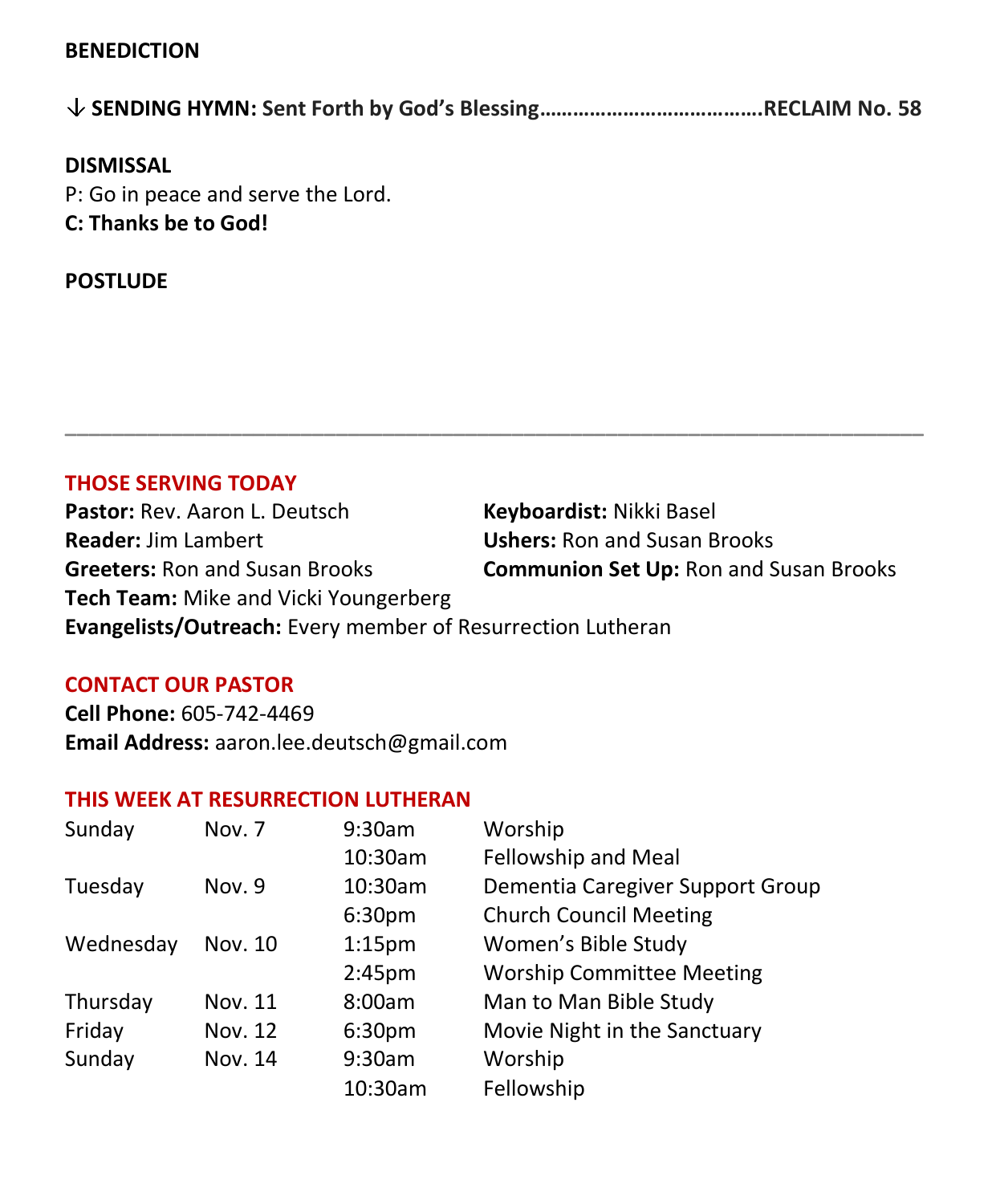**BENEDICTION**

**↓ SENDING HYMN: Sent Forth by God's Blessing……………………………….RECLAIM No. 58**

**DISMISSAL**

P: Go in peace and serve the Lord.

**C: Thanks be to God!**

**POSTLUDE**

---

## THOSE SERVING TODAY

**Pastor:** Rev. Aaron L. Deutsch
**Keyboardist:** Nikki Basel
**Reader:** Jim Lambert
**Ushers:** Ron and Susan Brooks
**Greeters:** Ron and Susan Brooks
**Communion Set Up:** Ron and Susan Brooks
**Tech Team:** Mike and Vicki Youngerberg
**Evangelists/Outreach:** Every member of Resurrection Lutheran

## CONTACT OUR PASTOR

**Cell Phone:** 605-742-4469
**Email Address:** aaron.lee.deutsch@gmail.com

## THIS WEEK AT RESURRECTION LUTHERAN

| | | | |
|---|---|---|---|
| Sunday | Nov. 7 | 9:30am | Worship |
| | | 10:30am | Fellowship and Meal |
| Tuesday | Nov. 9 | 10:30am | Dementia Caregiver Support Group |
| | | 6:30pm | Church Council Meeting |
| Wednesday | Nov. 10 | 1:15pm | Women's Bible Study |
| | | 2:45pm | Worship Committee Meeting |
| Thursday | Nov. 11 | 8:00am | Man to Man Bible Study |
| Friday | Nov. 12 | 6:30pm | Movie Night in the Sanctuary |
| Sunday | Nov. 14 | 9:30am | Worship |
| | | 10:30am | Fellowship |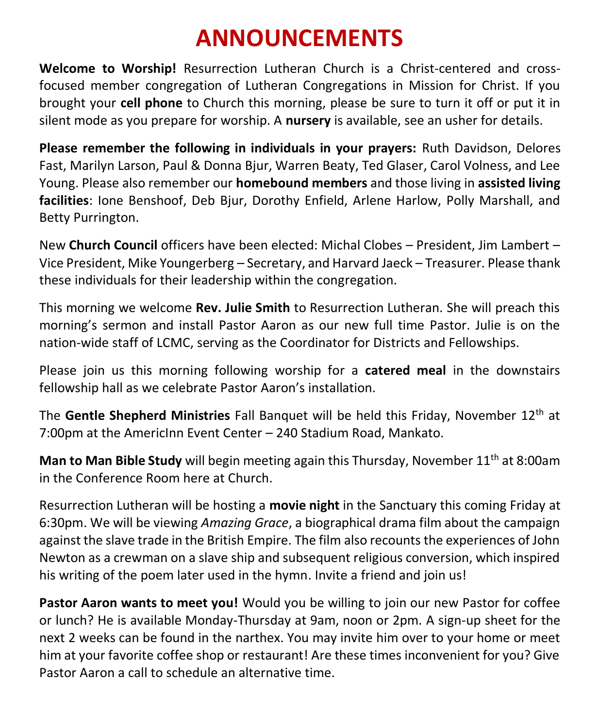# ANNOUNCEMENTS

**Welcome to Worship!** Resurrection Lutheran Church is a Christ-centered and cross-focused member congregation of Lutheran Congregations in Mission for Christ. If you brought your **cell phone** to Church this morning, please be sure to turn it off or put it in silent mode as you prepare for worship. A **nursery** is available, see an usher for details.

**Please remember the following in individuals in your prayers:** Ruth Davidson, Delores Fast, Marilyn Larson, Paul & Donna Bjur, Warren Beaty, Ted Glaser, Carol Volness, and Lee Young. Please also remember our **homebound members** and those living in **assisted living facilities**: Ione Benshoof, Deb Bjur, Dorothy Enfield, Arlene Harlow, Polly Marshall, and Betty Purrington.

New **Church Council** officers have been elected: Michal Clobes – President, Jim Lambert – Vice President, Mike Youngerberg – Secretary, and Harvard Jaeck – Treasurer. Please thank these individuals for their leadership within the congregation.

This morning we welcome **Rev. Julie Smith** to Resurrection Lutheran. She will preach this morning's sermon and install Pastor Aaron as our new full time Pastor. Julie is on the nation-wide staff of LCMC, serving as the Coordinator for Districts and Fellowships.

Please join us this morning following worship for a **catered meal** in the downstairs fellowship hall as we celebrate Pastor Aaron's installation.

The **Gentle Shepherd Ministries** Fall Banquet will be held this Friday, November 12th at 7:00pm at the AmericInn Event Center – 240 Stadium Road, Mankato.

**Man to Man Bible Study** will begin meeting again this Thursday, November 11th at 8:00am in the Conference Room here at Church.

Resurrection Lutheran will be hosting a **movie night** in the Sanctuary this coming Friday at 6:30pm. We will be viewing *Amazing Grace*, a biographical drama film about the campaign against the slave trade in the British Empire. The film also recounts the experiences of John Newton as a crewman on a slave ship and subsequent religious conversion, which inspired his writing of the poem later used in the hymn. Invite a friend and join us!

**Pastor Aaron wants to meet you!** Would you be willing to join our new Pastor for coffee or lunch? He is available Monday-Thursday at 9am, noon or 2pm. A sign-up sheet for the next 2 weeks can be found in the narthex. You may invite him over to your home or meet him at your favorite coffee shop or restaurant! Are these times inconvenient for you? Give Pastor Aaron a call to schedule an alternative time.